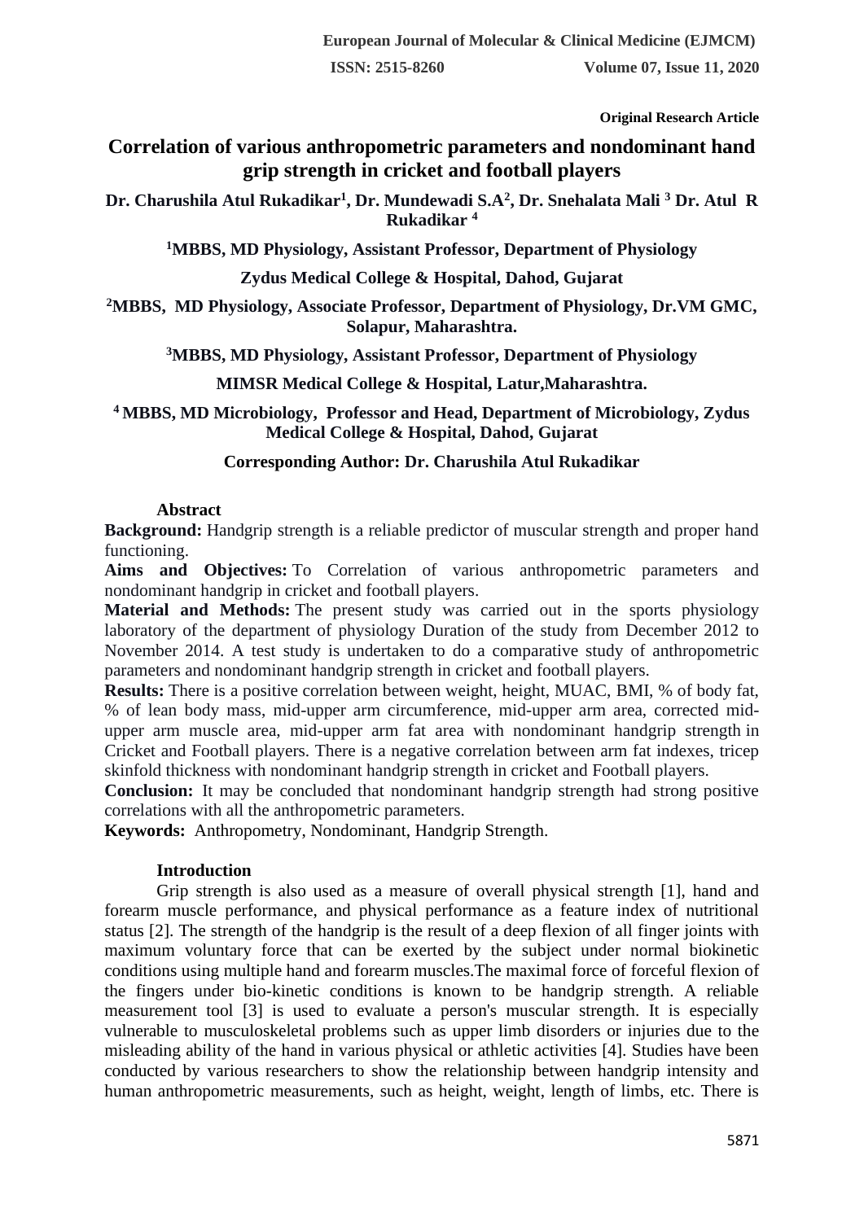**Original Research Article**

# Correlation of various anthropometric parameters and nondominant hand grip strength in cricket and football players

**Dr. Charushila Atul Rukadikar[1], Dr. Mundewadi S.A[2], Dr. Snehalata Mali [3] Dr. Atul R Rukadikar [4]**

**[1]MBBS, MD Physiology, Assistant Professor, Department of Physiology**

**Zydus Medical College & Hospital, Dahod, Gujarat**

**[2]MBBS, MD Physiology, Associate Professor, Department of Physiology, Dr.VM GMC, Solapur, Maharashtra.**

**[3]MBBS, MD Physiology, Assistant Professor, Department of Physiology**

**MIMSR Medical College & Hospital, Latur,Maharashtra.**

**[4] MBBS, MD Microbiology, Professor and Head, Department of Microbiology, Zydus Medical College & Hospital, Dahod, Gujarat**

**Corresponding Author: Dr. Charushila Atul Rukadikar**

## Abstract

**Background:** Handgrip strength is a reliable predictor of muscular strength and proper hand functioning.

**Aims and Objectives:** To Correlation of various anthropometric parameters and nondominant handgrip in cricket and football players.

**Material and Methods:** The present study was carried out in the sports physiology laboratory of the department of physiology Duration of the study from December 2012 to November 2014. A test study is undertaken to do a comparative study of anthropometric parameters and nondominant handgrip strength in cricket and football players.

**Results:** There is a positive correlation between weight, height, MUAC, BMI, % of body fat, % of lean body mass, mid-upper arm circumference, mid-upper arm area, corrected mid-upper arm muscle area, mid-upper arm fat area with nondominant handgrip strength in Cricket and Football players. There is a negative correlation between arm fat indexes, tricep skinfold thickness with nondominant handgrip strength in cricket and Football players.

**Conclusion:** It may be concluded that nondominant handgrip strength had strong positive correlations with all the anthropometric parameters.

**Keywords:** Anthropometry, Nondominant, Handgrip Strength.

## Introduction

Grip strength is also used as a measure of overall physical strength [1], hand and forearm muscle performance, and physical performance as a feature index of nutritional status [2]. The strength of the handgrip is the result of a deep flexion of all finger joints with maximum voluntary force that can be exerted by the subject under normal biokinetic conditions using multiple hand and forearm muscles.The maximal force of forceful flexion of the fingers under bio-kinetic conditions is known to be handgrip strength. A reliable measurement tool [3] is used to evaluate a person's muscular strength. It is especially vulnerable to musculoskeletal problems such as upper limb disorders or injuries due to the misleading ability of the hand in various physical or athletic activities [4]. Studies have been conducted by various researchers to show the relationship between handgrip intensity and human anthropometric measurements, such as height, weight, length of limbs, etc. There is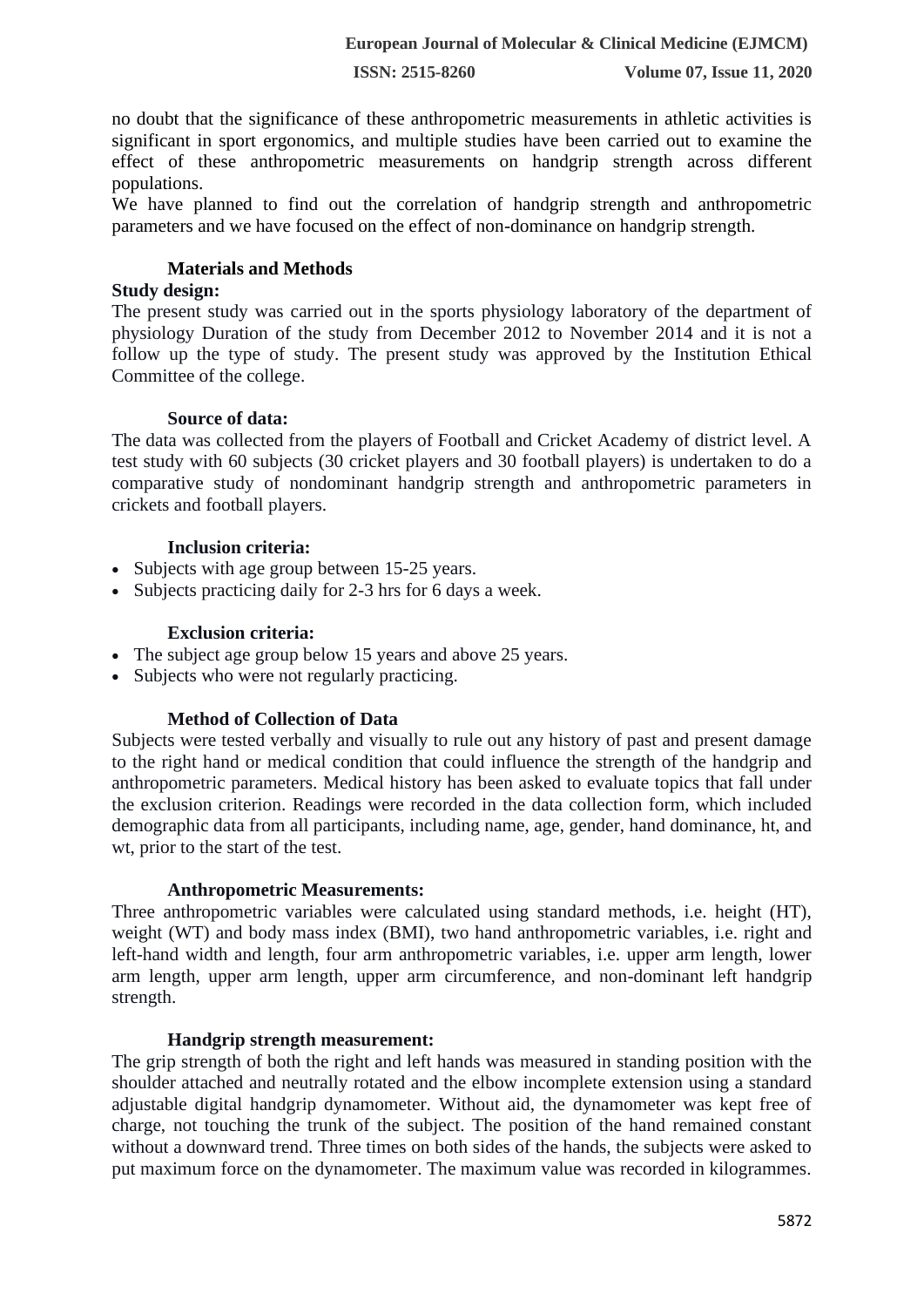no doubt that the significance of these anthropometric measurements in athletic activities is significant in sport ergonomics, and multiple studies have been carried out to examine the effect of these anthropometric measurements on handgrip strength across different populations.

We have planned to find out the correlation of handgrip strength and anthropometric parameters and we have focused on the effect of non-dominance on handgrip strength.

## Materials and Methods

### Study design:

The present study was carried out in the sports physiology laboratory of the department of physiology Duration of the study from December 2012 to November 2014 and it is not a follow up the type of study. The present study was approved by the Institution Ethical Committee of the college.

### Source of data:

The data was collected from the players of Football and Cricket Academy of district level. A test study with 60 subjects (30 cricket players and 30 football players) is undertaken to do a comparative study of nondominant handgrip strength and anthropometric parameters in crickets and football players.

### Inclusion criteria:

- Subjects with age group between 15-25 years.
- Subjects practicing daily for 2-3 hrs for 6 days a week.

### Exclusion criteria:

- The subject age group below 15 years and above 25 years.
- Subjects who were not regularly practicing.

### Method of Collection of Data

Subjects were tested verbally and visually to rule out any history of past and present damage to the right hand or medical condition that could influence the strength of the handgrip and anthropometric parameters. Medical history has been asked to evaluate topics that fall under the exclusion criterion. Readings were recorded in the data collection form, which included demographic data from all participants, including name, age, gender, hand dominance, ht, and wt, prior to the start of the test.

### Anthropometric Measurements:

Three anthropometric variables were calculated using standard methods, i.e. height (HT), weight (WT) and body mass index (BMI), two hand anthropometric variables, i.e. right and left-hand width and length, four arm anthropometric variables, i.e. upper arm length, lower arm length, upper arm length, upper arm circumference, and non-dominant left handgrip strength.

### Handgrip strength measurement:

The grip strength of both the right and left hands was measured in standing position with the shoulder attached and neutrally rotated and the elbow incomplete extension using a standard adjustable digital handgrip dynamometer. Without aid, the dynamometer was kept free of charge, not touching the trunk of the subject. The position of the hand remained constant without a downward trend. Three times on both sides of the hands, the subjects were asked to put maximum force on the dynamometer. The maximum value was recorded in kilogrammes.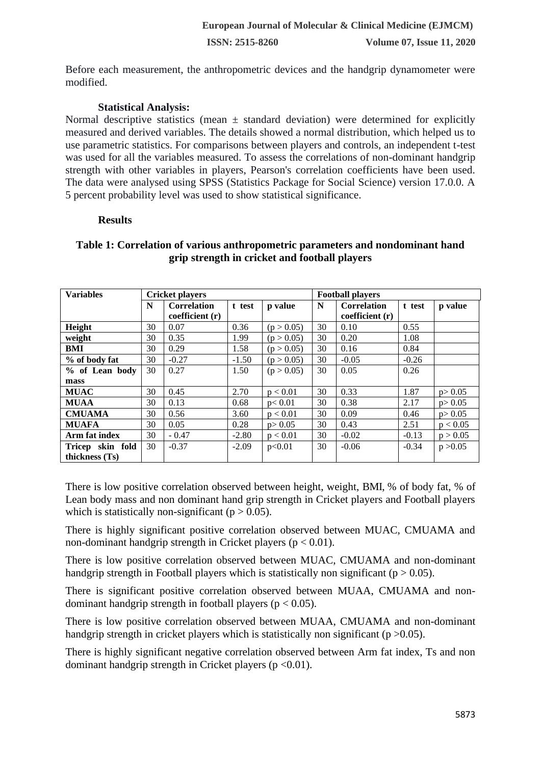Before each measurement, the anthropometric devices and the handgrip dynamometer were modified.

### Statistical Analysis:

Normal descriptive statistics (mean ± standard deviation) were determined for explicitly measured and derived variables. The details showed a normal distribution, which helped us to use parametric statistics. For comparisons between players and controls, an independent t-test was used for all the variables measured. To assess the correlations of non-dominant handgrip strength with other variables in players, Pearson's correlation coefficients have been used. The data were analysed using SPSS (Statistics Package for Social Science) version 17.0.0. A 5 percent probability level was used to show statistical significance.

### Results

**Table 1: Correlation of various anthropometric parameters and nondominant hand grip strength in cricket and football players**

| Variables | Cricket players | | | | Football players | | | |
|---|---|---|---|---|---|---|---|---|
| | N | Correlation coefficient (r) | t test | p value | N | Correlation coefficient (r) | t test | p value |
| **Height** | 30 | 0.07 | 0.36 | $(p > 0.05)$ | 30 | 0.10 | 0.55 | |
| **weight** | 30 | 0.35 | 1.99 | $(p > 0.05)$ | 30 | 0.20 | 1.08 | |
| **BMI** | 30 | 0.29 | 1.58 | $(p > 0.05)$ | 30 | 0.16 | 0.84 | |
| **% of body fat** | 30 | -0.27 | -1.50 | $(p > 0.05)$ | 30 | -0.05 | -0.26 | |
| **% of Lean body mass** | 30 | 0.27 | 1.50 | $(p > 0.05)$ | 30 | 0.05 | 0.26 | |
| **MUAC** | 30 | 0.45 | 2.70 | $p < 0.01$ | 30 | 0.33 | 1.87 | $p > 0.05$ |
| **MUAA** | 30 | 0.13 | 0.68 | $p < 0.01$ | 30 | 0.38 | 2.17 | $p > 0.05$ |
| **CMUAMA** | 30 | 0.56 | 3.60 | $p < 0.01$ | 30 | 0.09 | 0.46 | $p > 0.05$ |
| **MUAFA** | 30 | 0.05 | 0.28 | $p > 0.05$ | 30 | 0.43 | 2.51 | $p < 0.05$ |
| **Arm fat index** | 30 | - 0.47 | -2.80 | $p < 0.01$ | 30 | -0.02 | -0.13 | $p > 0.05$ |
| **Tricep skin fold thickness (Ts)** | 30 | -0.37 | -2.09 | $p<0.01$ | 30 | -0.06 | -0.34 | $p >0.05$ |

There is low positive correlation observed between height, weight, BMI, % of body fat, % of Lean body mass and non dominant hand grip strength in Cricket players and Football players which is statistically non-significant ($p > 0.05$).

There is highly significant positive correlation observed between MUAC, CMUAMA and non-dominant handgrip strength in Cricket players ($p < 0.01$).

There is low positive correlation observed between MUAC, CMUAMA and non-dominant handgrip strength in Football players which is statistically non significant ($p > 0.05$).

There is significant positive correlation observed between MUAA, CMUAMA and non-dominant handgrip strength in football players ($p < 0.05$).

There is low positive correlation observed between MUAA, CMUAMA and non-dominant handgrip strength in cricket players which is statistically non significant ($p >0.05$).

There is highly significant negative correlation observed between Arm fat index, Ts and non dominant handgrip strength in Cricket players ($p <0.01$).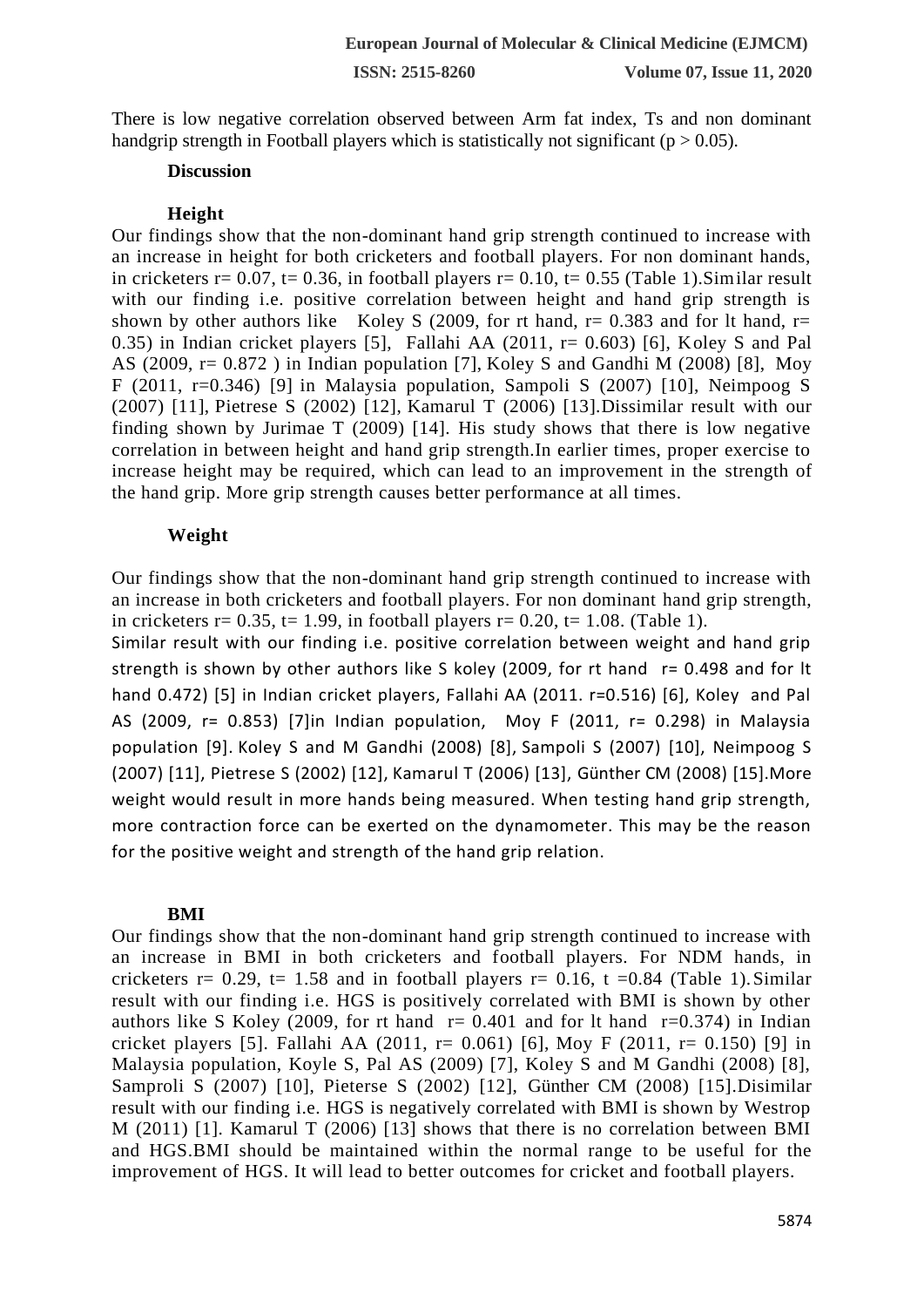There is low negative correlation observed between Arm fat index, Ts and non dominant handgrip strength in Football players which is statistically not significant ($p > 0.05$).

## Discussion

### Height

Our findings show that the non-dominant hand grip strength continued to increase with an increase in height for both cricketers and football players. For non dominant hands, in cricketers $r = 0.07$, $t = 0.36$, in football players $r = 0.10$, $t = 0.55$ (Table 1).Similar result with our finding i.e. positive correlation between height and hand grip strength is shown by other authors like Koley S (2009, for rt hand, $r = 0.383$ and for lt hand, $r = 0.35$) in Indian cricket players [5], Fallahi AA (2011, $r = 0.603$) [6], Koley S and Pal AS (2009, $r = 0.872$ ) in Indian population [7], Koley S and Gandhi M (2008) [8], Moy F (2011, $r = 0.346$) [9] in Malaysia population, Sampoli S (2007) [10], Neimpoog S (2007) [11], Pietrese S (2002) [12], Kamarul T (2006) [13].Dissimilar result with our finding shown by Jurimae T (2009) [14]. His study shows that there is low negative correlation in between height and hand grip strength.In earlier times, proper exercise to increase height may be required, which can lead to an improvement in the strength of the hand grip. More grip strength causes better performance at all times.

### Weight

Our findings show that the non-dominant hand grip strength continued to increase with an increase in both cricketers and football players. For non dominant hand grip strength, in cricketers $r = 0.35$, $t = 1.99$, in football players $r = 0.20$, $t = 1.08$. (Table 1).

Similar result with our finding i.e. positive correlation between weight and hand grip strength is shown by other authors like S koley (2009, for rt hand $r = 0.498$ and for lt hand 0.472) [5] in Indian cricket players, Fallahi AA (2011. $r=0.516$) [6], Koley and Pal AS (2009, $r = 0.853$) [7]in Indian population, Moy F (2011, $r = 0.298$) in Malaysia population [9]. Koley S and M Gandhi (2008) [8], Sampoli S (2007) [10], Neimpoog S (2007) [11], Pietrese S (2002) [12], Kamarul T (2006) [13], Günther CM (2008) [15].More weight would result in more hands being measured. When testing hand grip strength, more contraction force can be exerted on the dynamometer. This may be the reason for the positive weight and strength of the hand grip relation.

### BMI

Our findings show that the non-dominant hand grip strength continued to increase with an increase in BMI in both cricketers and football players. For NDM hands, in cricketers $r = 0.29$, $t = 1.58$ and in football players $r = 0.16$, $t = 0.84$ (Table 1). Similar result with our finding i.e. HGS is positively correlated with BMI is shown by other authors like S Koley (2009, for rt hand $r = 0.401$ and for lt hand $r=0.374$) in Indian cricket players [5]. Fallahi AA (2011, $r = 0.061$) [6], Moy F (2011, $r = 0.150$) [9] in Malaysia population, Koyle S, Pal AS (2009) [7], Koley S and M Gandhi (2008) [8], Samproli S (2007) [10], Pieterse S (2002) [12], Günther CM (2008) [15].Disimilar result with our finding i.e. HGS is negatively correlated with BMI is shown by Westrop M (2011) [1]. Kamarul T (2006) [13] shows that there is no correlation between BMI and HGS.BMI should be maintained within the normal range to be useful for the improvement of HGS. It will lead to better outcomes for cricket and football players.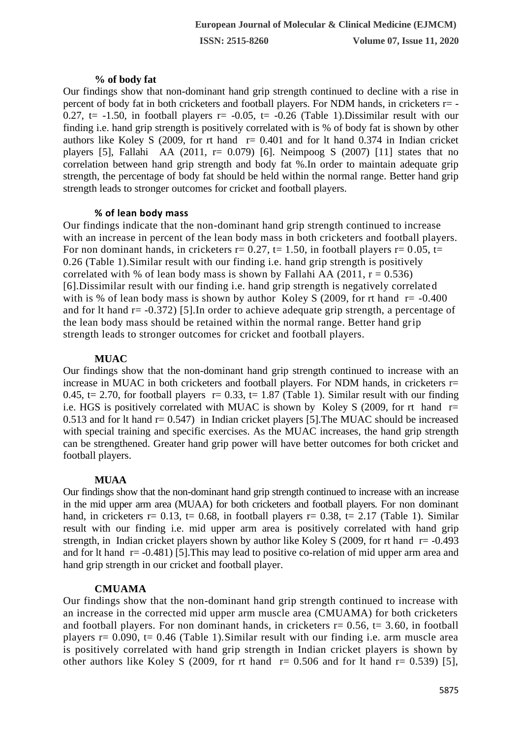### % of body fat

Our findings show that non-dominant hand grip strength continued to decline with a rise in percent of body fat in both cricketers and football players. For NDM hands, in cricketers r= -0.27, t= -1.50, in football players r= -0.05, t= -0.26 (Table 1).Dissimilar result with our finding i.e. hand grip strength is positively correlated with is % of body fat is shown by other authors like Koley S (2009, for rt hand r= 0.401 and for lt hand 0.374 in Indian cricket players [5], Fallahi AA (2011, r= 0.079) [6]. Neimpoog S (2007) [11] states that no correlation between hand grip strength and body fat %.In order to maintain adequate grip strength, the percentage of body fat should be held within the normal range. Better hand grip strength leads to stronger outcomes for cricket and football players.

### % of lean body mass

Our findings indicate that the non-dominant hand grip strength continued to increase with an increase in percent of the lean body mass in both cricketers and football players. For non dominant hands, in cricketers r= 0.27, t= 1.50, in football players r= 0.05, t= 0.26 (Table 1).Similar result with our finding i.e. hand grip strength is positively correlated with % of lean body mass is shown by Fallahi AA (2011, r = 0.536) [6].Dissimilar result with our finding i.e. hand grip strength is negatively correlated with is % of lean body mass is shown by author Koley S (2009, for rt hand r= -0.400 and for lt hand r= -0.372) [5].In order to achieve adequate grip strength, a percentage of the lean body mass should be retained within the normal range. Better hand grip strength leads to stronger outcomes for cricket and football players.

### MUAC

Our findings show that the non-dominant hand grip strength continued to increase with an increase in MUAC in both cricketers and football players. For NDM hands, in cricketers r= 0.45, t= 2.70, for football players r= 0.33, t= 1.87 (Table 1). Similar result with our finding i.e. HGS is positively correlated with MUAC is shown by Koley S (2009, for rt hand r= 0.513 and for lt hand r= 0.547) in Indian cricket players [5].The MUAC should be increased with special training and specific exercises. As the MUAC increases, the hand grip strength can be strengthened. Greater hand grip power will have better outcomes for both cricket and football players.

### MUAA

Our findings show that the non-dominant hand grip strength continued to increase with an increase in the mid upper arm area (MUAA) for both cricketers and football players. For non dominant hand, in cricketers r= 0.13, t= 0.68, in football players r= 0.38, t= 2.17 (Table 1). Similar result with our finding i.e. mid upper arm area is positively correlated with hand grip strength, in Indian cricket players shown by author like Koley S (2009, for rt hand r= -0.493 and for lt hand r= -0.481) [5].This may lead to positive co-relation of mid upper arm area and hand grip strength in our cricket and football player.

### CMUAMA

Our findings show that the non-dominant hand grip strength continued to increase with an increase in the corrected mid upper arm muscle area (CMUAMA) for both cricketers and football players. For non dominant hands, in cricketers r= 0.56, t= 3.60, in football players r= 0.090, t= 0.46 (Table 1).Similar result with our finding i.e. arm muscle area is positively correlated with hand grip strength in Indian cricket players is shown by other authors like Koley S (2009, for rt hand r= 0.506 and for lt hand r= 0.539) [5],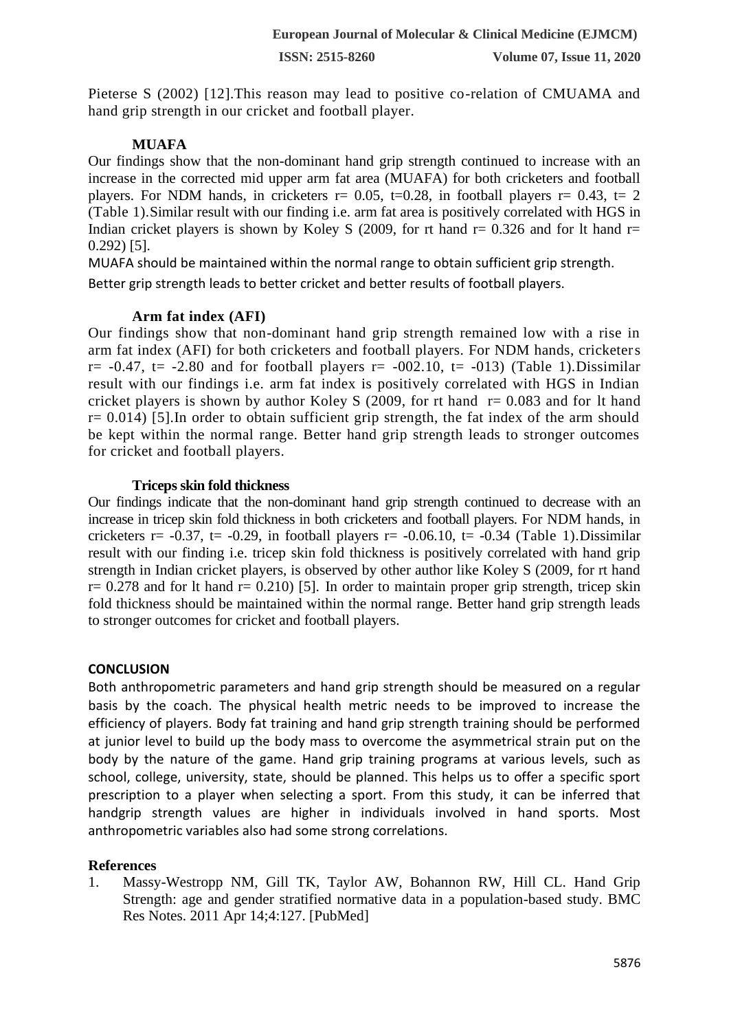Pieterse S (2002) [12].This reason may lead to positive co-relation of CMUAMA and hand grip strength in our cricket and football player.

### MUAFA

Our findings show that the non-dominant hand grip strength continued to increase with an increase in the corrected mid upper arm fat area (MUAFA) for both cricketers and football players. For NDM hands, in cricketers r= 0.05, t=0.28, in football players r= 0.43, t= 2 (Table 1).Similar result with our finding i.e. arm fat area is positively correlated with HGS in Indian cricket players is shown by Koley S (2009, for rt hand r= 0.326 and for lt hand r= 0.292) [5].

MUAFA should be maintained within the normal range to obtain sufficient grip strength.

Better grip strength leads to better cricket and better results of football players.

### Arm fat index (AFI)

Our findings show that non-dominant hand grip strength remained low with a rise in arm fat index (AFI) for both cricketers and football players. For NDM hands, cricketers r= -0.47, t= -2.80 and for football players r= -002.10, t= -013) (Table 1).Dissimilar result with our findings i.e. arm fat index is positively correlated with HGS in Indian cricket players is shown by author Koley S (2009, for rt hand r= 0.083 and for lt hand r= 0.014) [5].In order to obtain sufficient grip strength, the fat index of the arm should be kept within the normal range. Better hand grip strength leads to stronger outcomes for cricket and football players.

### Triceps skin fold thickness

Our findings indicate that the non-dominant hand grip strength continued to decrease with an increase in tricep skin fold thickness in both cricketers and football players. For NDM hands, in cricketers r= -0.37, t= -0.29, in football players r= -0.06.10, t= -0.34 (Table 1).Dissimilar result with our finding i.e. tricep skin fold thickness is positively correlated with hand grip strength in Indian cricket players, is observed by other author like Koley S (2009, for rt hand r= 0.278 and for lt hand r= 0.210) [5]. In order to maintain proper grip strength, tricep skin fold thickness should be maintained within the normal range. Better hand grip strength leads to stronger outcomes for cricket and football players.

## CONCLUSION

Both anthropometric parameters and hand grip strength should be measured on a regular basis by the coach. The physical health metric needs to be improved to increase the efficiency of players. Body fat training and hand grip strength training should be performed at junior level to build up the body mass to overcome the asymmetrical strain put on the body by the nature of the game. Hand grip training programs at various levels, such as school, college, university, state, should be planned. This helps us to offer a specific sport prescription to a player when selecting a sport. From this study, it can be inferred that handgrip strength values are higher in individuals involved in hand sports. Most anthropometric variables also had some strong correlations.

## References

1. Massy-Westropp NM, Gill TK, Taylor AW, Bohannon RW, Hill CL. Hand Grip Strength: age and gender stratified normative data in a population-based study. BMC Res Notes. 2011 Apr 14;4:127. [PubMed]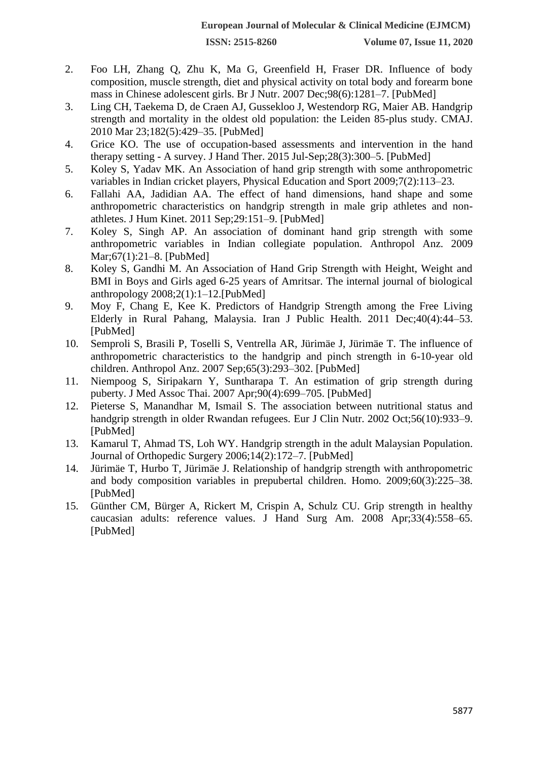2. Foo LH, Zhang Q, Zhu K, Ma G, Greenfield H, Fraser DR. Influence of body composition, muscle strength, diet and physical activity on total body and forearm bone mass in Chinese adolescent girls. Br J Nutr. 2007 Dec;98(6):1281–7. [PubMed]
3. Ling CH, Taekema D, de Craen AJ, Gussekloo J, Westendorp RG, Maier AB. Handgrip strength and mortality in the oldest old population: the Leiden 85-plus study. CMAJ. 2010 Mar 23;182(5):429–35. [PubMed]
4. Grice KO. The use of occupation-based assessments and intervention in the hand therapy setting - A survey. J Hand Ther. 2015 Jul-Sep;28(3):300–5. [PubMed]
5. Koley S, Yadav MK. An Association of hand grip strength with some anthropometric variables in Indian cricket players, Physical Education and Sport 2009;7(2):113–23.
6. Fallahi AA, Jadidian AA. The effect of hand dimensions, hand shape and some anthropometric characteristics on handgrip strength in male grip athletes and non-athletes. J Hum Kinet. 2011 Sep;29:151–9. [PubMed]
7. Koley S, Singh AP. An association of dominant hand grip strength with some anthropometric variables in Indian collegiate population. Anthropol Anz. 2009 Mar;67(1):21–8. [PubMed]
8. Koley S, Gandhi M. An Association of Hand Grip Strength with Height, Weight and BMI in Boys and Girls aged 6-25 years of Amritsar. The internal journal of biological anthropology 2008;2(1):1–12.[PubMed]
9. Moy F, Chang E, Kee K. Predictors of Handgrip Strength among the Free Living Elderly in Rural Pahang, Malaysia. Iran J Public Health. 2011 Dec;40(4):44–53. [PubMed]
10. Semproli S, Brasili P, Toselli S, Ventrella AR, Jürimäe J, Jürimäe T. The influence of anthropometric characteristics to the handgrip and pinch strength in 6-10-year old children. Anthropol Anz. 2007 Sep;65(3):293–302. [PubMed]
11. Niempoog S, Siripakarn Y, Suntharapa T. An estimation of grip strength during puberty. J Med Assoc Thai. 2007 Apr;90(4):699–705. [PubMed]
12. Pieterse S, Manandhar M, Ismail S. The association between nutritional status and handgrip strength in older Rwandan refugees. Eur J Clin Nutr. 2002 Oct;56(10):933–9. [PubMed]
13. Kamarul T, Ahmad TS, Loh WY. Handgrip strength in the adult Malaysian Population. Journal of Orthopedic Surgery 2006;14(2):172–7. [PubMed]
14. Jürimäe T, Hurbo T, Jürimäe J. Relationship of handgrip strength with anthropometric and body composition variables in prepubertal children. Homo. 2009;60(3):225–38. [PubMed]
15. Günther CM, Bürger A, Rickert M, Crispin A, Schulz CU. Grip strength in healthy caucasian adults: reference values. J Hand Surg Am. 2008 Apr;33(4):558–65. [PubMed]